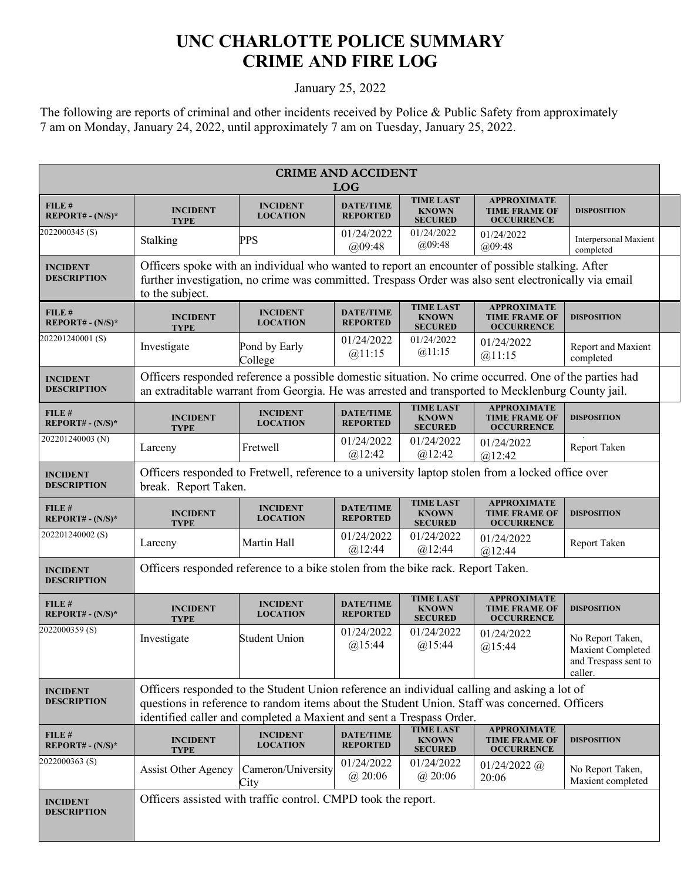# UNC CHARLOTTE POLICE SUMMARY
# CRIME AND FIRE LOG

January 25, 2022

The following are reports of criminal and other incidents received by Police & Public Safety from approximately 7 am on Monday, January 24, 2022, until approximately 7 am on Tuesday, January 25, 2022.

## CRIME AND ACCIDENT LOG

| FILE # REPORT# - (N/S)* | INCIDENT TYPE | INCIDENT LOCATION | DATE/TIME REPORTED | TIME LAST KNOWN SECURED | APPROXIMATE TIME FRAME OF OCCURRENCE | DISPOSITION |
|---|---|---|---|---|---|---|
| 2022000345 (S) | Stalking | PPS | 01/24/2022 @09:48 | 01/24/2022 @09:48 | 01/24/2022 @09:48 | Interpersonal Maxient completed |
| INCIDENT DESCRIPTION | Officers spoke with an individual who wanted to report an encounter of possible stalking. After further investigation, no crime was committed. Trespass Order was also sent electronically via email to the subject. | | | | | |
| FILE # REPORT# - (N/S)* | INCIDENT TYPE | INCIDENT LOCATION | DATE/TIME REPORTED | TIME LAST KNOWN SECURED | APPROXIMATE TIME FRAME OF OCCURRENCE | DISPOSITION |
| 202201240001 (S) | Investigate | Pond by Early College | 01/24/2022 @11:15 | 01/24/2022 @11:15 | 01/24/2022 @11:15 | Report and Maxient completed |
| INCIDENT DESCRIPTION | Officers responded reference a possible domestic situation. No crime occurred. One of the parties had an extraditable warrant from Georgia. He was arrested and transported to Mecklenburg County jail. | | | | | |
| FILE # REPORT# - (N/S)* | INCIDENT TYPE | INCIDENT LOCATION | DATE/TIME REPORTED | TIME LAST KNOWN SECURED | APPROXIMATE TIME FRAME OF OCCURRENCE | DISPOSITION |
| 202201240003 (N) | Larceny | Fretwell | 01/24/2022 @12:42 | 01/24/2022 @12:42 | 01/24/2022 @12:42 | Report Taken |
| INCIDENT DESCRIPTION | Officers responded to Fretwell, reference to a university laptop stolen from a locked office over break. Report Taken. | | | | | |
| FILE # REPORT# - (N/S)* | INCIDENT TYPE | INCIDENT LOCATION | DATE/TIME REPORTED | TIME LAST KNOWN SECURED | APPROXIMATE TIME FRAME OF OCCURRENCE | DISPOSITION |
| 202201240002 (S) | Larceny | Martin Hall | 01/24/2022 @12:44 | 01/24/2022 @12:44 | 01/24/2022 @12:44 | Report Taken |
| INCIDENT DESCRIPTION | Officers responded reference to a bike stolen from the bike rack. Report Taken. | | | | | |
| FILE # REPORT# - (N/S)* | INCIDENT TYPE | INCIDENT LOCATION | DATE/TIME REPORTED | TIME LAST KNOWN SECURED | APPROXIMATE TIME FRAME OF OCCURRENCE | DISPOSITION |
| 2022000359 (S) | Investigate | Student Union | 01/24/2022 @15:44 | 01/24/2022 @15:44 | 01/24/2022 @15:44 | No Report Taken, Maxient Completed and Trespass sent to caller. |
| INCIDENT DESCRIPTION | Officers responded to the Student Union reference an individual calling and asking a lot of questions in reference to random items about the Student Union. Staff was concerned. Officers identified caller and completed a Maxient and sent a Trespass Order. | | | | | |
| FILE # REPORT# - (N/S)* | INCIDENT TYPE | INCIDENT LOCATION | DATE/TIME REPORTED | TIME LAST KNOWN SECURED | APPROXIMATE TIME FRAME OF OCCURRENCE | DISPOSITION |
| 2022000363 (S) | Assist Other Agency | Cameron/University City | 01/24/2022 @ 20:06 | 01/24/2022 @ 20:06 | 01/24/2022 @ 20:06 | No Report Taken, Maxient completed |
| INCIDENT DESCRIPTION | Officers assisted with traffic control. CMPD took the report. | | | | | |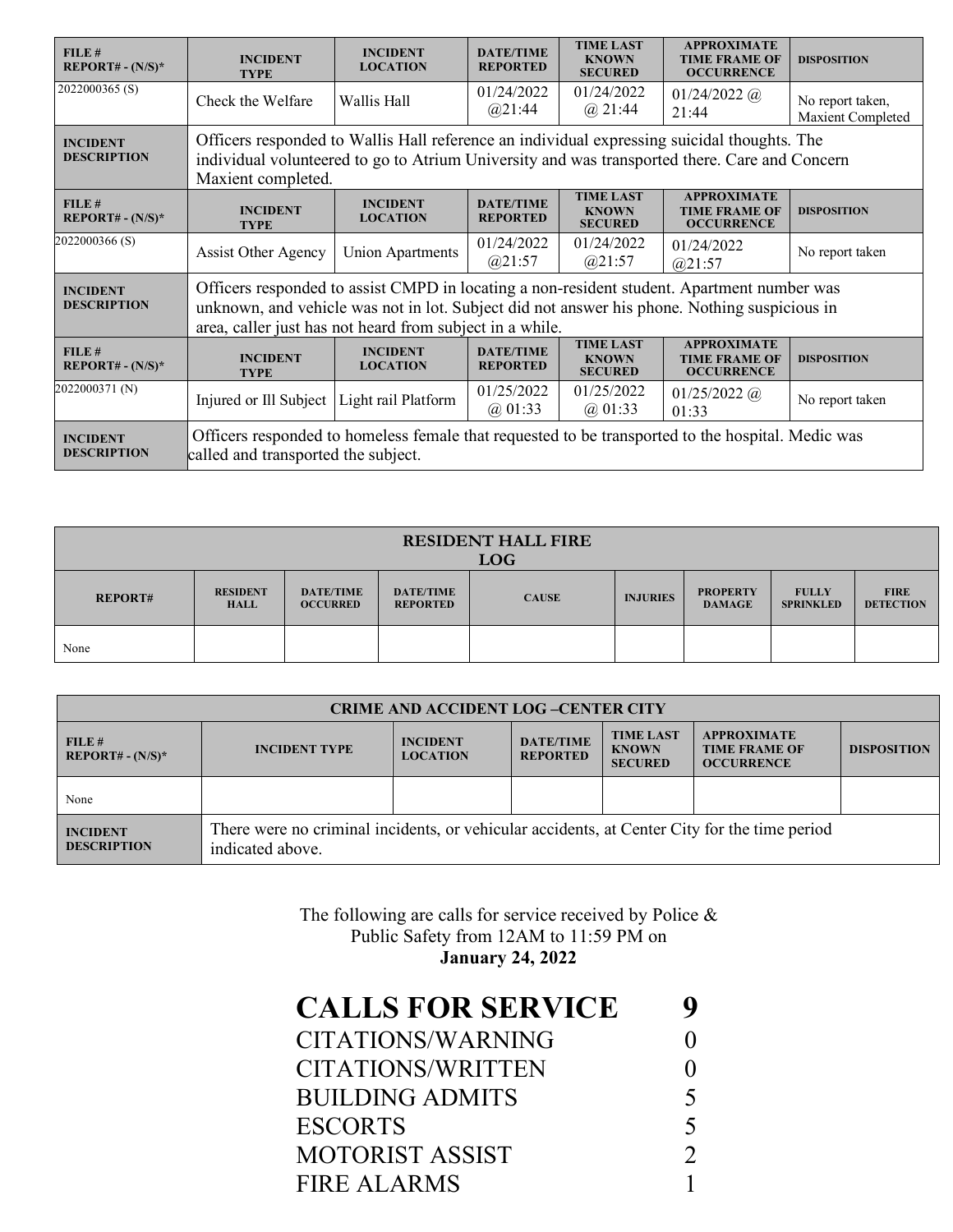| FILE # REPORT# - (N/S)* | INCIDENT TYPE | INCIDENT LOCATION | DATE/TIME REPORTED | TIME LAST KNOWN SECURED | APPROXIMATE TIME FRAME OF OCCURRENCE | DISPOSITION |
|---|---|---|---|---|---|---|
| 2022000365 (S) | Check the Welfare | Wallis Hall | 01/24/2022 @21:44 | 01/24/2022 @ 21:44 | 01/24/2022 @ 21:44 | No report taken, Maxient Completed |
| INCIDENT DESCRIPTION | Officers responded to Wallis Hall reference an individual expressing suicidal thoughts. The individual volunteered to go to Atrium University and was transported there. Care and Concern Maxient completed. | | | | | |

| FILE # REPORT# - (N/S)* | INCIDENT TYPE | INCIDENT LOCATION | DATE/TIME REPORTED | TIME LAST KNOWN SECURED | APPROXIMATE TIME FRAME OF OCCURRENCE | DISPOSITION |
|---|---|---|---|---|---|---|
| 2022000366 (S) | Assist Other Agency | Union Apartments | 01/24/2022 @21:57 | 01/24/2022 @21:57 | 01/24/2022 @21:57 | No report taken |
| INCIDENT DESCRIPTION | Officers responded to assist CMPD in locating a non-resident student. Apartment number was unknown, and vehicle was not in lot. Subject did not answer his phone. Nothing suspicious in area, caller just has not heard from subject in a while. | | | | | |

| FILE # REPORT# - (N/S)* | INCIDENT TYPE | INCIDENT LOCATION | DATE/TIME REPORTED | TIME LAST KNOWN SECURED | APPROXIMATE TIME FRAME OF OCCURRENCE | DISPOSITION |
|---|---|---|---|---|---|---|
| 2022000371 (N) | Injured or Ill Subject | Light rail Platform | 01/25/2022 @ 01:33 | 01/25/2022 @ 01:33 | 01/25/2022 @ 01:33 | No report taken |
| INCIDENT DESCRIPTION | Officers responded to homeless female that requested to be transported to the hospital. Medic was called and transported the subject. | | | | | |

| RESIDENT HALL FIRE LOG | | | | | | | | |
|---|---|---|---|---|---|---|---|---|
| REPORT# | RESIDENT HALL | DATE/TIME OCCURRED | DATE/TIME REPORTED | CAUSE | INJURIES | PROPERTY DAMAGE | FULLY SPRINKLED | FIRE DETECTION |
| None | | | | | | | | |

| CRIME AND ACCIDENT LOG –CENTER CITY | | | | | | |
|---|---|---|---|---|---|---|
| FILE # REPORT# - (N/S)* | INCIDENT TYPE | INCIDENT LOCATION | DATE/TIME REPORTED | TIME LAST KNOWN SECURED | APPROXIMATE TIME FRAME OF OCCURRENCE | DISPOSITION |
| None | | | | | | |
| INCIDENT DESCRIPTION | There were no criminal incidents, or vehicular accidents, at Center City for the time period indicated above. | | | | | |

The following are calls for service received by Police & Public Safety from 12AM to 11:59 PM on **January 24, 2022**

| | |
|---|---|
| **CALLS FOR SERVICE** | **9** |
| CITATIONS/WARNING | 0 |
| CITATIONS/WRITTEN | 0 |
| BUILDING ADMITS | 5 |
| ESCORTS | 5 |
| MOTORIST ASSIST | 2 |
| FIRE ALARMS | 1 |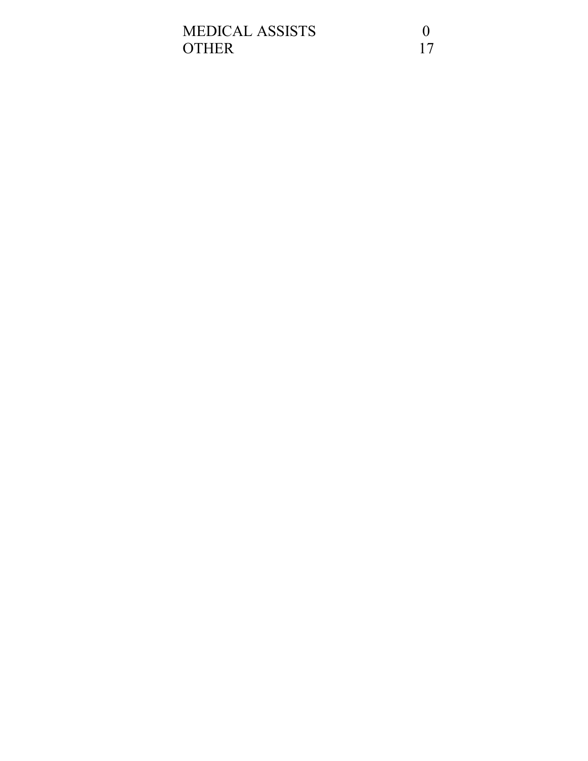| | |
|---|---|
| MEDICAL ASSISTS | 0 |
| OTHER | 17 |